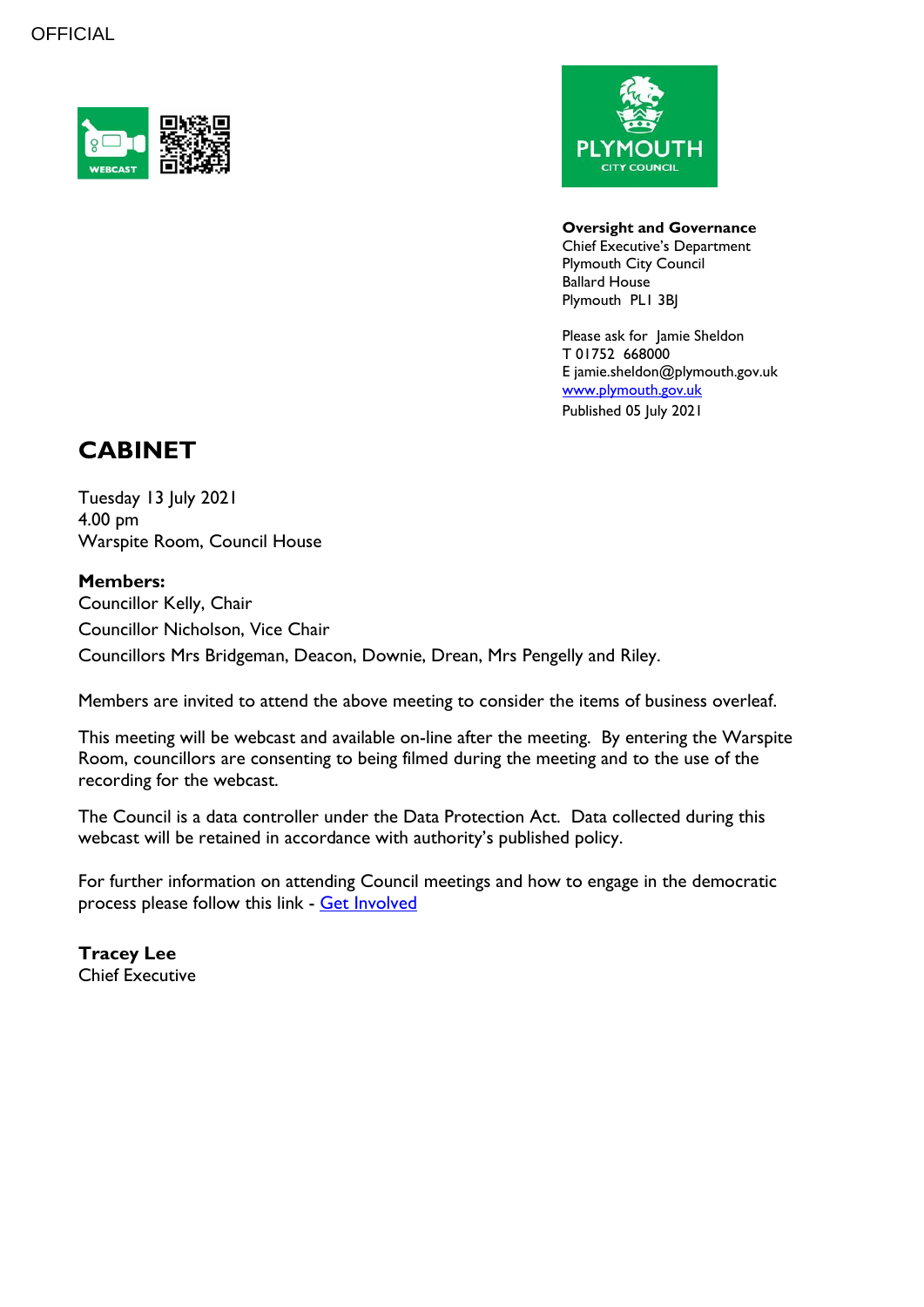OFFICIAL

**Oversight and Governance**
Chief Executive's Department
Plymouth City Council
Ballard House
Plymouth PL1 3BJ

Please ask for Jamie Sheldon
T 01752 668000
E jamie.sheldon@plymouth.gov.uk
[www.plymouth.gov.uk](http://www.plymouth.gov.uk)
Published 05 July 2021

# CABINET

Tuesday 13 July 2021
4.00 pm
Warspite Room, Council House

**Members:**
Councillor Kelly, Chair
Councillor Nicholson, Vice Chair
Councillors Mrs Bridgeman, Deacon, Downie, Drean, Mrs Pengelly and Riley.

Members are invited to attend the above meeting to consider the items of business overleaf.

This meeting will be webcast and available on-line after the meeting. By entering the Warspite Room, councillors are consenting to being filmed during the meeting and to the use of the recording for the webcast.

The Council is a data controller under the Data Protection Act. Data collected during this webcast will be retained in accordance with authority's published policy.

For further information on attending Council meetings and how to engage in the democratic process please follow this link - Get Involved

**Tracey Lee**
Chief Executive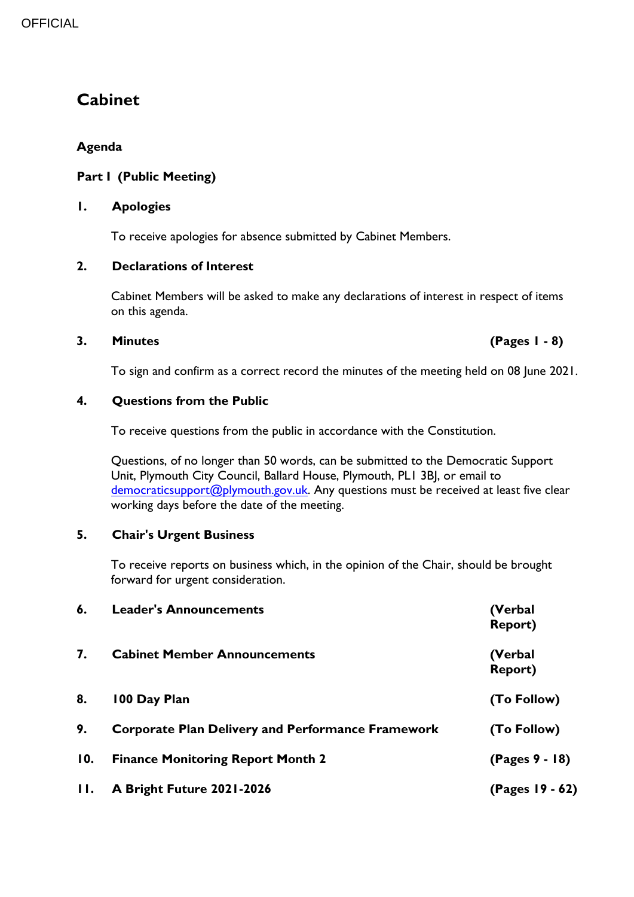# Cabinet

## Agenda

### Part I (Public Meeting)

**1. Apologies**

To receive apologies for absence submitted by Cabinet Members.

**2. Declarations of Interest**

Cabinet Members will be asked to make any declarations of interest in respect of items on this agenda.

**3. Minutes** **(Pages 1 - 8)**

To sign and confirm as a correct record the minutes of the meeting held on 08 June 2021.

**4. Questions from the Public**

To receive questions from the public in accordance with the Constitution.

Questions, of no longer than 50 words, can be submitted to the Democratic Support Unit, Plymouth City Council, Ballard House, Plymouth, PL1 3BJ, or email to democraticsupport@plymouth.gov.uk. Any questions must be received at least five clear working days before the date of the meeting.

**5. Chair's Urgent Business**

To receive reports on business which, in the opinion of the Chair, should be brought forward for urgent consideration.

| | | |
|---|---|---|
| **6.** | **Leader's Announcements** | **(Verbal Report)** |
| **7.** | **Cabinet Member Announcements** | **(Verbal Report)** |
| **8.** | **100 Day Plan** | **(To Follow)** |
| **9.** | **Corporate Plan Delivery and Performance Framework** | **(To Follow)** |
| **10.** | **Finance Monitoring Report Month 2** | **(Pages 9 - 18)** |
| **11.** | **A Bright Future 2021-2026** | **(Pages 19 - 62)** |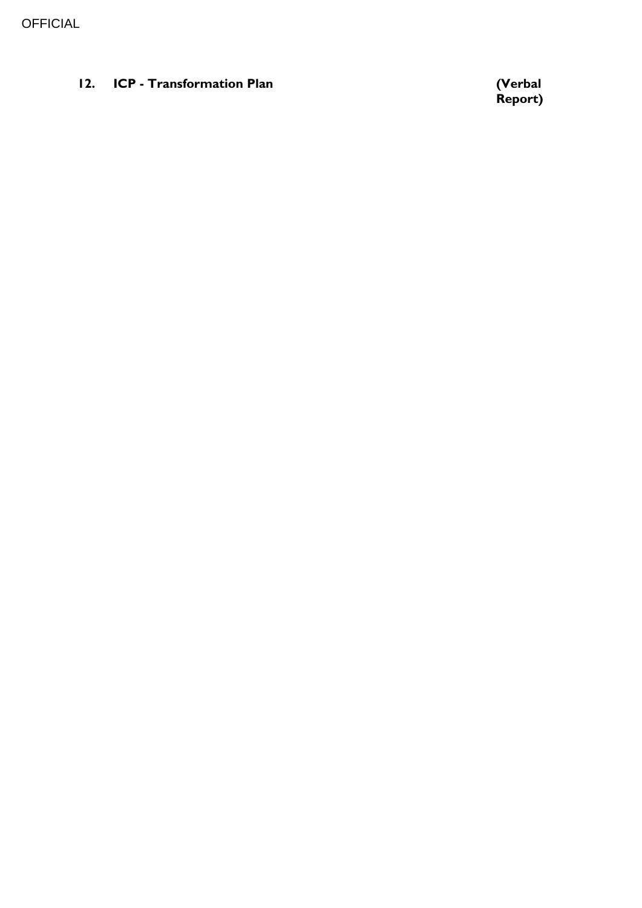**12. ICP - Transformation Plan** **(Verbal Report)**